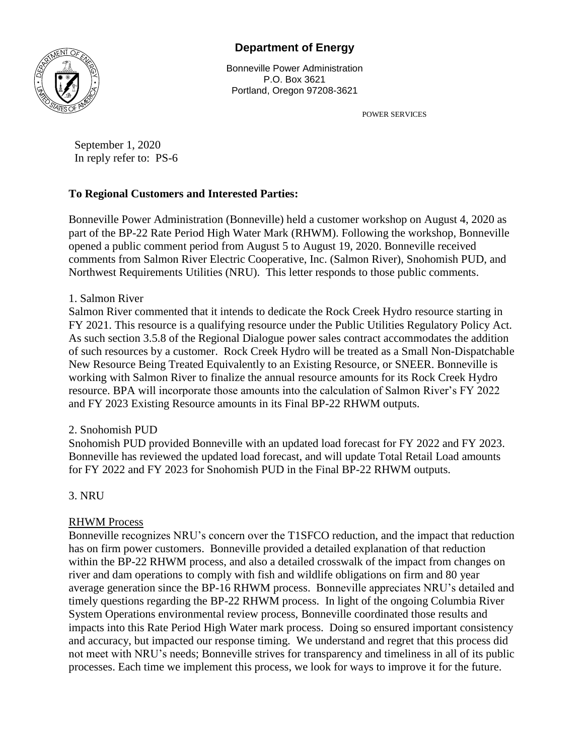# Department of Energy

Bonneville Power Administration
P.O. Box 3621
Portland, Oregon 97208-3621

POWER SERVICES

September 1, 2020
In reply refer to: PS-6

**To Regional Customers and Interested Parties:**

Bonneville Power Administration (Bonneville) held a customer workshop on August 4, 2020 as part of the BP-22 Rate Period High Water Mark (RHWM). Following the workshop, Bonneville opened a public comment period from August 5 to August 19, 2020. Bonneville received comments from Salmon River Electric Cooperative, Inc. (Salmon River), Snohomish PUD, and Northwest Requirements Utilities (NRU). This letter responds to those public comments.

1. Salmon River

Salmon River commented that it intends to dedicate the Rock Creek Hydro resource starting in FY 2021. This resource is a qualifying resource under the Public Utilities Regulatory Policy Act. As such section 3.5.8 of the Regional Dialogue power sales contract accommodates the addition of such resources by a customer. Rock Creek Hydro will be treated as a Small Non-Dispatchable New Resource Being Treated Equivalently to an Existing Resource, or SNEER. Bonneville is working with Salmon River to finalize the annual resource amounts for its Rock Creek Hydro resource. BPA will incorporate those amounts into the calculation of Salmon River's FY 2022 and FY 2023 Existing Resource amounts in its Final BP-22 RHWM outputs.

2. Snohomish PUD

Snohomish PUD provided Bonneville with an updated load forecast for FY 2022 and FY 2023. Bonneville has reviewed the updated load forecast, and will update Total Retail Load amounts for FY 2022 and FY 2023 for Snohomish PUD in the Final BP-22 RHWM outputs.

3. NRU

<u>RHWM Process</u>

Bonneville recognizes NRU's concern over the T1SFCO reduction, and the impact that reduction has on firm power customers. Bonneville provided a detailed explanation of that reduction within the BP-22 RHWM process, and also a detailed crosswalk of the impact from changes on river and dam operations to comply with fish and wildlife obligations on firm and 80 year average generation since the BP-16 RHWM process. Bonneville appreciates NRU's detailed and timely questions regarding the BP-22 RHWM process. In light of the ongoing Columbia River System Operations environmental review process, Bonneville coordinated those results and impacts into this Rate Period High Water mark process. Doing so ensured important consistency and accuracy, but impacted our response timing. We understand and regret that this process did not meet with NRU's needs; Bonneville strives for transparency and timeliness in all of its public processes. Each time we implement this process, we look for ways to improve it for the future.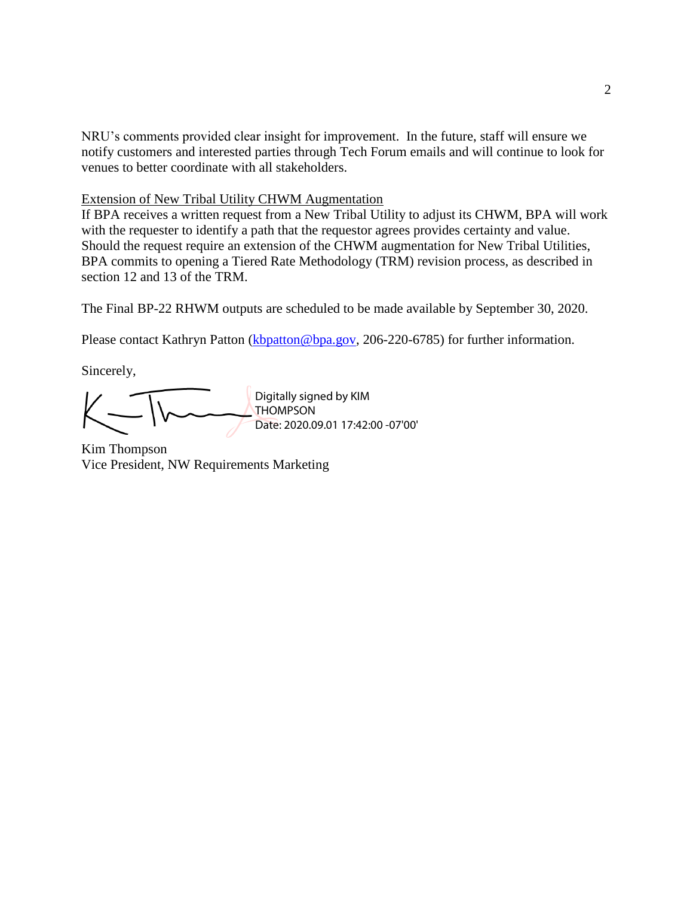NRU's comments provided clear insight for improvement. In the future, staff will ensure we notify customers and interested parties through Tech Forum emails and will continue to look for venues to better coordinate with all stakeholders.

Extension of New Tribal Utility CHWM Augmentation

If BPA receives a written request from a New Tribal Utility to adjust its CHWM, BPA will work with the requester to identify a path that the requestor agrees provides certainty and value. Should the request require an extension of the CHWM augmentation for New Tribal Utilities, BPA commits to opening a Tiered Rate Methodology (TRM) revision process, as described in section 12 and 13 of the TRM.

The Final BP-22 RHWM outputs are scheduled to be made available by September 30, 2020.

Please contact Kathryn Patton (kbpatton@bpa.gov, 206-220-6785) for further information.

Sincerely,

Digitally signed by KIM THOMPSON
Date: 2020.09.01 17:42:00 -07'00'

Kim Thompson
Vice President, NW Requirements Marketing